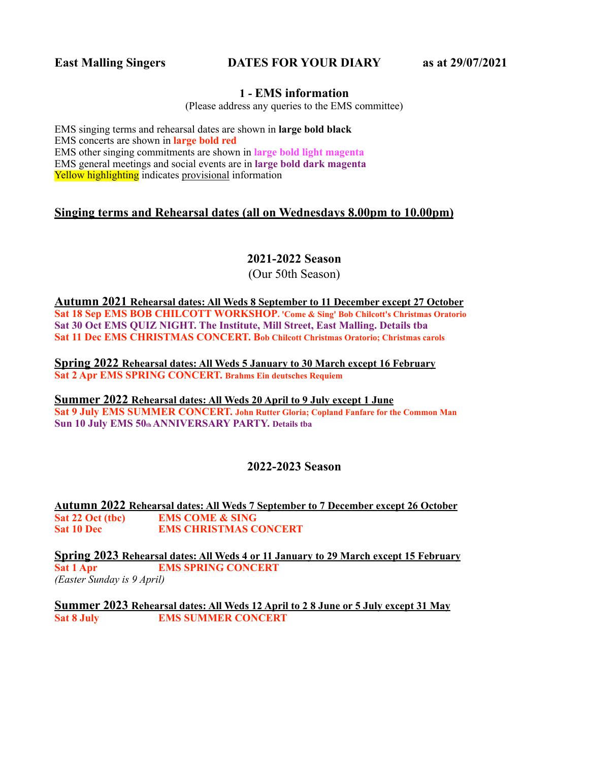**East Malling Singers** **DATES FOR YOUR DIARY** **as at 29/07/2021**

## 1 - EMS information

(Please address any queries to the EMS committee)

EMS singing terms and rehearsal dates are shown in **large bold black**
EMS concerts are shown in **large bold red**
EMS other singing commitments are shown in **large bold light magenta**
EMS general meetings and social events are in **large bold dark magenta**
Yellow highlighting indicates provisional information

## Singing terms and Rehearsal dates (all on Wednesdays 8.00pm to 10.00pm)

### 2021-2022 Season

(Our 50th Season)

**Autumn 2021 Rehearsal dates: All Weds 8 September to 11 December except 27 October**
**Sat 18 Sep EMS BOB CHILCOTT WORKSHOP. 'Come & Sing' Bob Chilcott's Christmas Oratorio**
**Sat 30 Oct EMS QUIZ NIGHT. The Institute, Mill Street, East Malling. Details tba**
**Sat 11 Dec EMS CHRISTMAS CONCERT. Bob Chilcott Christmas Oratorio; Christmas carols**

**Spring 2022 Rehearsal dates: All Weds 5 January to 30 March except 16 February**
**Sat 2 Apr EMS SPRING CONCERT. Brahms Ein deutsches Requiem**

**Summer 2022 Rehearsal dates: All Weds 20 April to 9 July except 1 June**
**Sat 9 July EMS SUMMER CONCERT. John Rutter Gloria; Copland Fanfare for the Common Man**
**Sun 10 July EMS 50th ANNIVERSARY PARTY. Details tba**

### 2022-2023 Season

**Autumn 2022 Rehearsal dates: All Weds 7 September to 7 December except 26 October**
**Sat 22 Oct (tbc)** **EMS COME & SING**
**Sat 10 Dec** **EMS CHRISTMAS CONCERT**

**Spring 2023 Rehearsal dates: All Weds 4 or 11 January to 29 March except 15 February**
**Sat 1 Apr** **EMS SPRING CONCERT**
*(Easter Sunday is 9 April)*

**Summer 2023 Rehearsal dates: All Weds 12 April to 2 8 June or 5 July except 31 May**
**Sat 8 July** **EMS SUMMER CONCERT**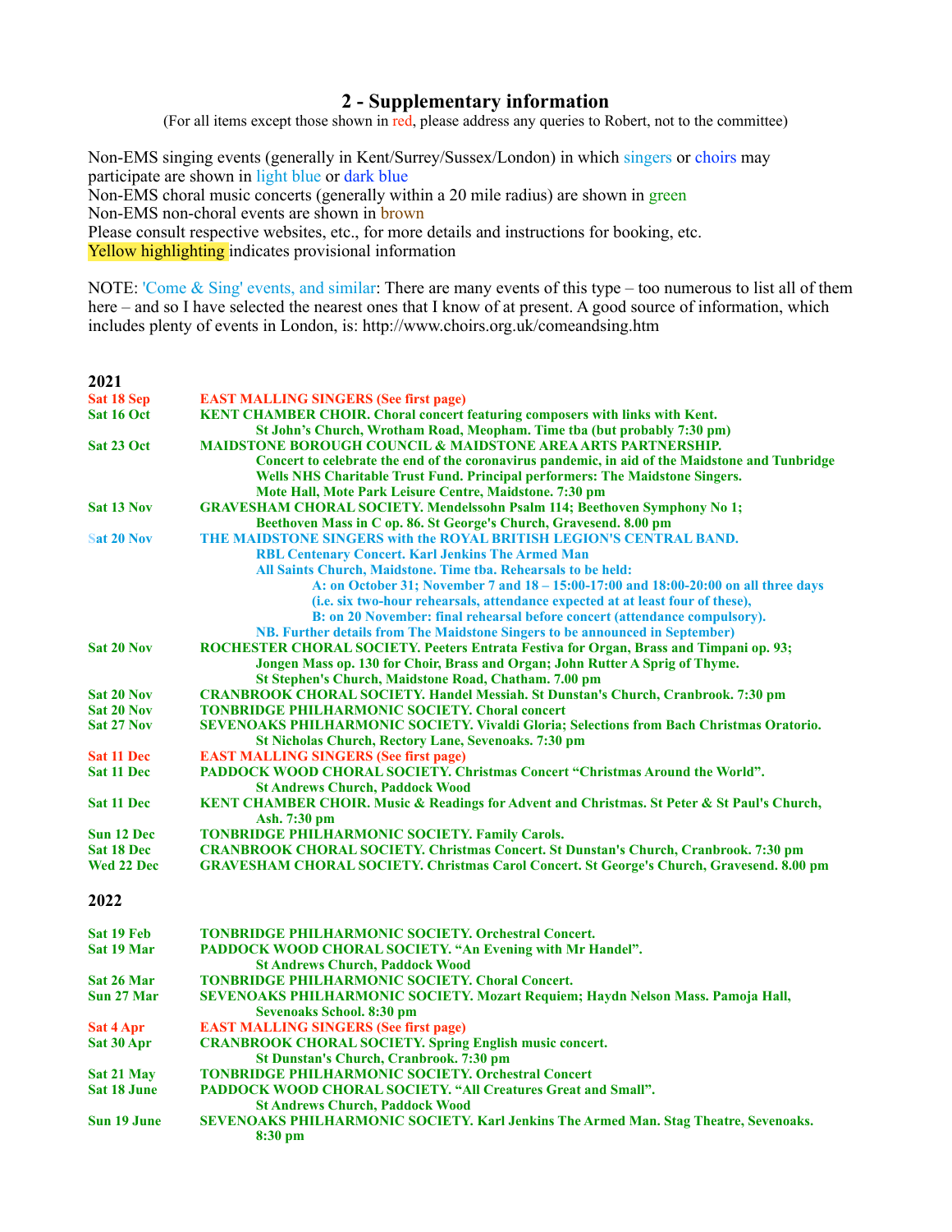## 2 - Supplementary information

(For all items except those shown in red, please address any queries to Robert, not to the committee)

Non-EMS singing events (generally in Kent/Surrey/Sussex/London) in which singers or choirs may participate are shown in light blue or dark blue

Non-EMS choral music concerts (generally within a 20 mile radius) are shown in green

Non-EMS non-choral events are shown in brown

Please consult respective websites, etc., for more details and instructions for booking, etc.

Yellow highlighting indicates provisional information

NOTE: 'Come & Sing' events, and similar: There are many events of this type – too numerous to list all of them here – and so I have selected the nearest ones that I know of at present. A good source of information, which includes plenty of events in London, is: http://www.choirs.org.uk/comeandsing.htm

**2021**

| | |
|---|---|
| **Sat 18 Sep** | **EAST MALLING SINGERS (See first page)** |
| **Sat 16 Oct** | **KENT CHAMBER CHOIR. Choral concert featuring composers with links with Kent. St John's Church, Wrotham Road, Meopham. Time tba (but probably 7:30 pm)** |
| **Sat 23 Oct** | **MAIDSTONE BOROUGH COUNCIL & MAIDSTONE AREA ARTS PARTNERSHIP. Concert to celebrate the end of the coronavirus pandemic, in aid of the Maidstone and Tunbridge Wells NHS Charitable Trust Fund. Principal performers: The Maidstone Singers. Mote Hall, Mote Park Leisure Centre, Maidstone. 7:30 pm** |
| **Sat 13 Nov** | **GRAVESHAM CHORAL SOCIETY. Mendelssohn Psalm 114; Beethoven Symphony No 1; Beethoven Mass in C op. 86. St George's Church, Gravesend. 8.00 pm** |
| **Sat 20 Nov** | **THE MAIDSTONE SINGERS with the ROYAL BRITISH LEGION'S CENTRAL BAND. RBL Centenary Concert. Karl Jenkins The Armed Man All Saints Church, Maidstone. Time tba. Rehearsals to be held: A: on October 31; November 7 and 18 – 15:00-17:00 and 18:00-20:00 on all three days (i.e. six two-hour rehearsals, attendance expected at at least four of these), B: on 20 November: final rehearsal before concert (attendance compulsory). NB. Further details from The Maidstone Singers to be announced in September)** |
| **Sat 20 Nov** | **ROCHESTER CHORAL SOCIETY. Peeters Entrata Festiva for Organ, Brass and Timpani op. 93; Jongen Mass op. 130 for Choir, Brass and Organ; John Rutter A Sprig of Thyme. St Stephen's Church, Maidstone Road, Chatham. 7.00 pm** |
| **Sat 20 Nov** | **CRANBROOK CHORAL SOCIETY. Handel Messiah. St Dunstan's Church, Cranbrook. 7:30 pm** |
| **Sat 20 Nov** | **TONBRIDGE PHILHARMONIC SOCIETY. Choral concert** |
| **Sat 27 Nov** | **SEVENOAKS PHILHARMONIC SOCIETY. Vivaldi Gloria; Selections from Bach Christmas Oratorio. St Nicholas Church, Rectory Lane, Sevenoaks. 7:30 pm** |
| **Sat 11 Dec** | **EAST MALLING SINGERS (See first page)** |
| **Sat 11 Dec** | **PADDOCK WOOD CHORAL SOCIETY. Christmas Concert "Christmas Around the World". St Andrews Church, Paddock Wood** |
| **Sat 11 Dec** | **KENT CHAMBER CHOIR. Music & Readings for Advent and Christmas. St Peter & St Paul's Church, Ash. 7:30 pm** |
| **Sun 12 Dec** | **TONBRIDGE PHILHARMONIC SOCIETY. Family Carols.** |
| **Sat 18 Dec** | **CRANBROOK CHORAL SOCIETY. Christmas Concert. St Dunstan's Church, Cranbrook. 7:30 pm** |
| **Wed 22 Dec** | **GRAVESHAM CHORAL SOCIETY. Christmas Carol Concert. St George's Church, Gravesend. 8.00 pm** |

**2022**

| | |
|---|---|
| **Sat 19 Feb** | **TONBRIDGE PHILHARMONIC SOCIETY. Orchestral Concert.** |
| **Sat 19 Mar** | **PADDOCK WOOD CHORAL SOCIETY. "An Evening with Mr Handel". St Andrews Church, Paddock Wood** |
| **Sat 26 Mar** | **TONBRIDGE PHILHARMONIC SOCIETY. Choral Concert.** |
| **Sun 27 Mar** | **SEVENOAKS PHILHARMONIC SOCIETY. Mozart Requiem; Haydn Nelson Mass. Pamoja Hall, Sevenoaks School. 8:30 pm** |
| **Sat 4 Apr** | **EAST MALLING SINGERS (See first page)** |
| **Sat 30 Apr** | **CRANBROOK CHORAL SOCIETY. Spring English music concert. St Dunstan's Church, Cranbrook. 7:30 pm** |
| **Sat 21 May** | **TONBRIDGE PHILHARMONIC SOCIETY. Orchestral Concert** |
| **Sat 18 June** | **PADDOCK WOOD CHORAL SOCIETY. "All Creatures Great and Small". St Andrews Church, Paddock Wood** |
| **Sun 19 June** | **SEVENOAKS PHILHARMONIC SOCIETY. Karl Jenkins The Armed Man. Stag Theatre, Sevenoaks. 8:30 pm** |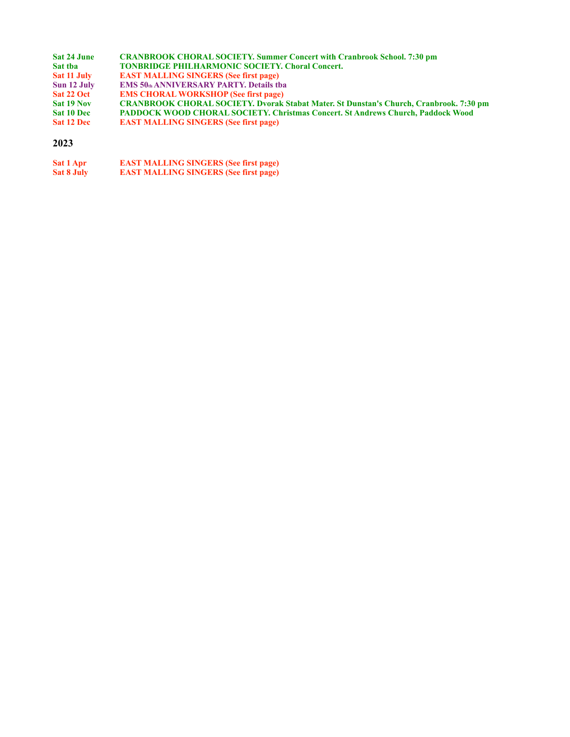| | |
|---|---|
| **Sat 24 June** | **CRANBROOK CHORAL SOCIETY. Summer Concert with Cranbrook School. 7:30 pm** |
| **Sat tba** | **TONBRIDGE PHILHARMONIC SOCIETY. Choral Concert.** |
| **Sat 11 July** | **EAST MALLING SINGERS (See first page)** |
| **Sun 12 July** | **EMS 50th ANNIVERSARY PARTY. Details tba** |
| **Sat 22 Oct** | **EMS CHORAL WORKSHOP (See first page)** |
| **Sat 19 Nov** | **CRANBROOK CHORAL SOCIETY. Dvorak Stabat Mater. St Dunstan's Church, Cranbrook. 7:30 pm** |
| **Sat 10 Dec** | **PADDOCK WOOD CHORAL SOCIETY. Christmas Concert. St Andrews Church, Paddock Wood** |
| **Sat 12 Dec** | **EAST MALLING SINGERS (See first page)** |

## 2023

| | |
|---|---|
| **Sat 1 Apr** | **EAST MALLING SINGERS (See first page)** |
| **Sat 8 July** | **EAST MALLING SINGERS (See first page)** |